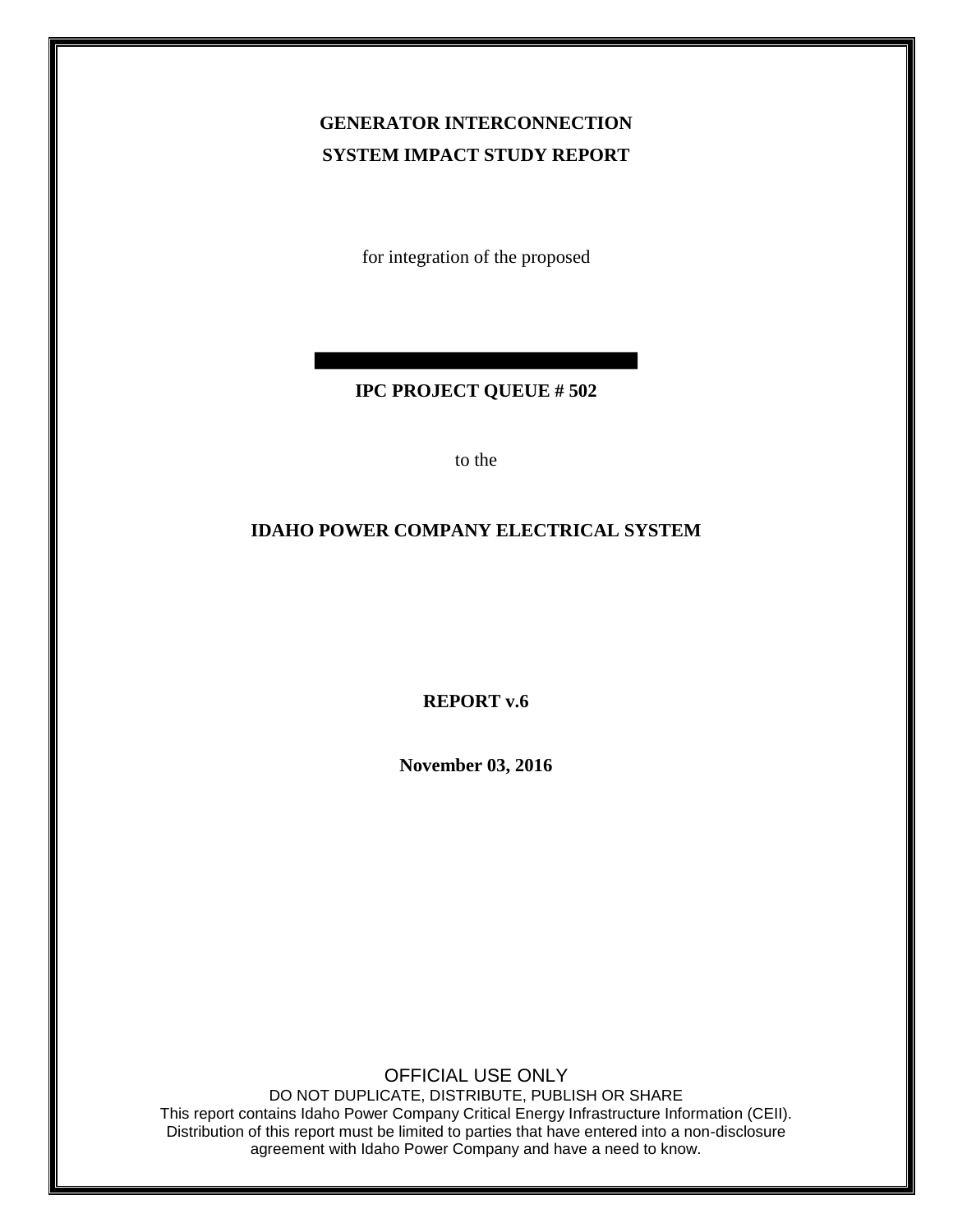**GENERATOR INTERCONNECTION**

**SYSTEM IMPACT STUDY REPORT**

for integration of the proposed

**IPC PROJECT QUEUE # 502**

to the

**IDAHO POWER COMPANY ELECTRICAL SYSTEM**

**REPORT v.6**

**November 03, 2016**

OFFICIAL USE ONLY

DO NOT DUPLICATE, DISTRIBUTE, PUBLISH OR SHARE

This report contains Idaho Power Company Critical Energy Infrastructure Information (CEII). Distribution of this report must be limited to parties that have entered into a non-disclosure agreement with Idaho Power Company and have a need to know.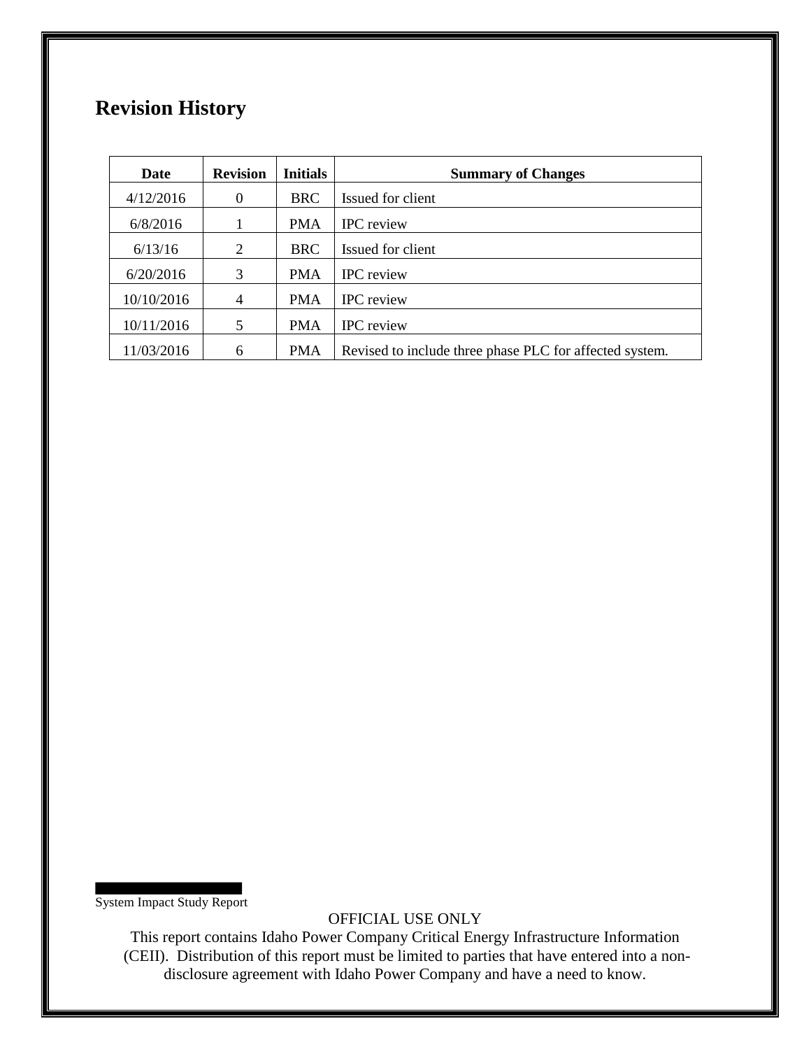## Revision History

| Date | Revision | Initials | Summary of Changes |
|---|---|---|---|
| 4/12/2016 | 0 | BRC | Issued for client |
| 6/8/2016 | 1 | PMA | IPC review |
| 6/13/16 | 2 | BRC | Issued for client |
| 6/20/2016 | 3 | PMA | IPC review |
| 10/10/2016 | 4 | PMA | IPC review |
| 10/11/2016 | 5 | PMA | IPC review |
| 11/03/2016 | 6 | PMA | Revised to include three phase PLC for affected system. |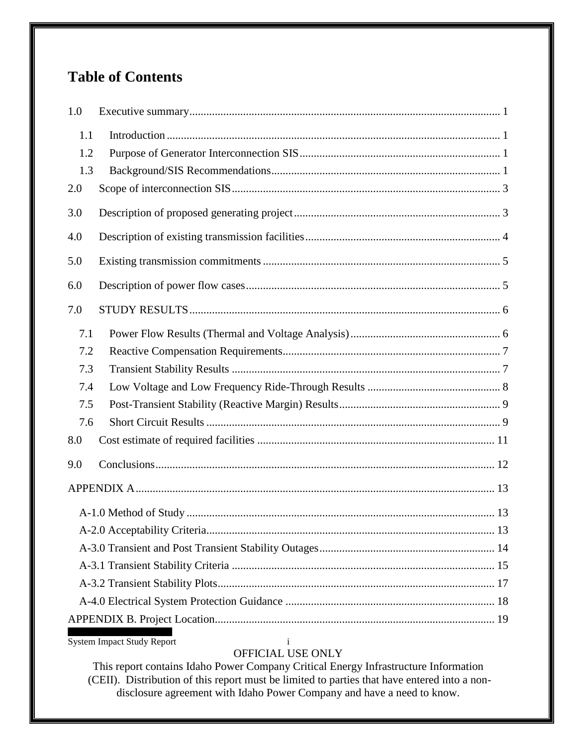# Table of Contents

1.0 Executive summary ............................................................................................................ 1

- 1.1 Introduction ..................................................................................................................... 1
- 1.2 Purpose of Generator Interconnection SIS ...................................................................... 1
- 1.3 Background/SIS Recommendations ................................................................................ 1

2.0 Scope of interconnection SIS .............................................................................................. 3

3.0 Description of proposed generating project ........................................................................ 3

4.0 Description of existing transmission facilities .................................................................... 4

5.0 Existing transmission commitments ................................................................................... 5

6.0 Description of power flow cases ......................................................................................... 5

7.0 STUDY RESULTS ............................................................................................................. 6

- 7.1 Power Flow Results (Thermal and Voltage Analysis) ..................................................... 6
- 7.2 Reactive Compensation Requirements ............................................................................ 7
- 7.3 Transient Stability Results .............................................................................................. 7
- 7.4 Low Voltage and Low Frequency Ride-Through Results ............................................... 8
- 7.5 Post-Transient Stability (Reactive Margin) Results ......................................................... 9
- 7.6 Short Circuit Results ....................................................................................................... 9

8.0 Cost estimate of required facilities ................................................................................... 11

9.0 Conclusions ....................................................................................................................... 12

APPENDIX A ............................................................................................................................ 13

- A-1.0 Method of Study ............................................................................................................ 13
- A-2.0 Acceptability Criteria ..................................................................................................... 13
- A-3.0 Transient and Post Transient Stability Outages ............................................................. 14
- A-3.1 Transient Stability Criteria ............................................................................................ 15
- A-3.2 Transient Stability Plots ................................................................................................. 17
- A-4.0 Electrical System Protection Guidance .......................................................................... 18

APPENDIX B. Project Location .................................................................................................. 19

OFFICIAL USE ONLY

This report contains Idaho Power Company Critical Energy Infrastructure Information (CEII). Distribution of this report must be limited to parties that have entered into a non-disclosure agreement with Idaho Power Company and have a need to know.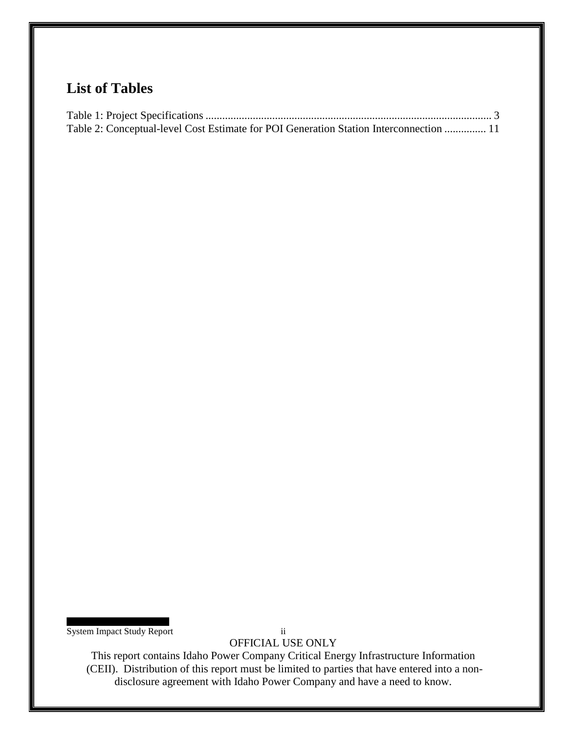## List of Tables

Table 1: Project Specifications ...................................................................................................... 3
Table 2: Conceptual-level Cost Estimate for POI Generation Station Interconnection .............. 11

OFFICIAL USE ONLY

This report contains Idaho Power Company Critical Energy Infrastructure Information (CEII). Distribution of this report must be limited to parties that have entered into a non-disclosure agreement with Idaho Power Company and have a need to know.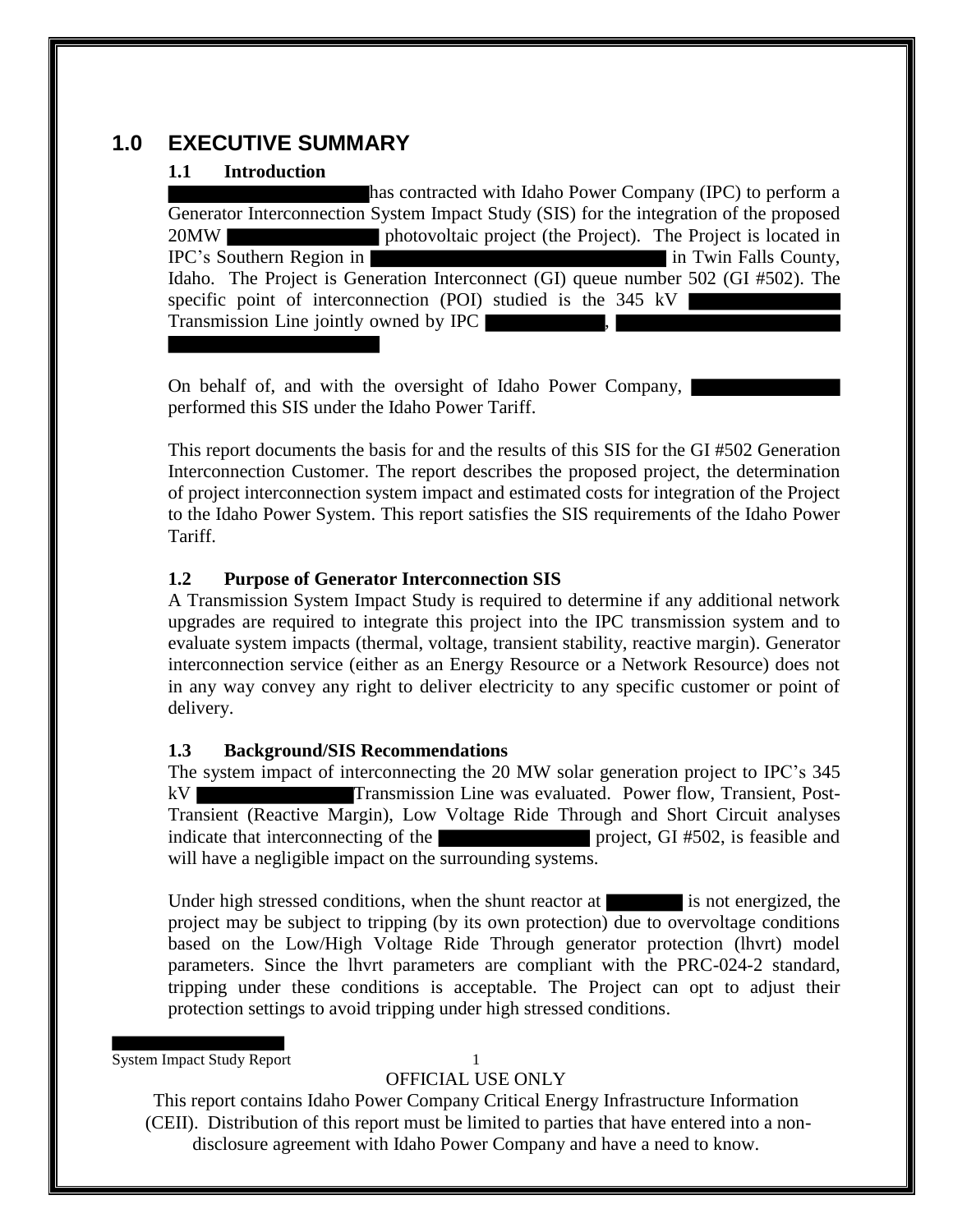# 1.0 EXECUTIVE SUMMARY

## 1.1 Introduction

has contracted with Idaho Power Company (IPC) to perform a Generator Interconnection System Impact Study (SIS) for the integration of the proposed 20MW photovoltaic project (the Project). The Project is located in IPC's Southern Region in in Twin Falls County, Idaho. The Project is Generation Interconnect (GI) queue number 502 (GI #502). The specific point of interconnection (POI) studied is the 345 kV Transmission Line jointly owned by IPC ,

On behalf of, and with the oversight of Idaho Power Company, performed this SIS under the Idaho Power Tariff.

This report documents the basis for and the results of this SIS for the GI #502 Generation Interconnection Customer. The report describes the proposed project, the determination of project interconnection system impact and estimated costs for integration of the Project to the Idaho Power System. This report satisfies the SIS requirements of the Idaho Power Tariff.

## 1.2 Purpose of Generator Interconnection SIS

A Transmission System Impact Study is required to determine if any additional network upgrades are required to integrate this project into the IPC transmission system and to evaluate system impacts (thermal, voltage, transient stability, reactive margin). Generator interconnection service (either as an Energy Resource or a Network Resource) does not in any way convey any right to deliver electricity to any specific customer or point of delivery.

## 1.3 Background/SIS Recommendations

The system impact of interconnecting the 20 MW solar generation project to IPC's 345 kV Transmission Line was evaluated. Power flow, Transient, Post-Transient (Reactive Margin), Low Voltage Ride Through and Short Circuit analyses indicate that interconnecting of the project, GI #502, is feasible and will have a negligible impact on the surrounding systems.

Under high stressed conditions, when the shunt reactor at is not energized, the project may be subject to tripping (by its own protection) due to overvoltage conditions based on the Low/High Voltage Ride Through generator protection (lhvrt) model parameters. Since the lhvrt parameters are compliant with the PRC-024-2 standard, tripping under these conditions is acceptable. The Project can opt to adjust their protection settings to avoid tripping under high stressed conditions.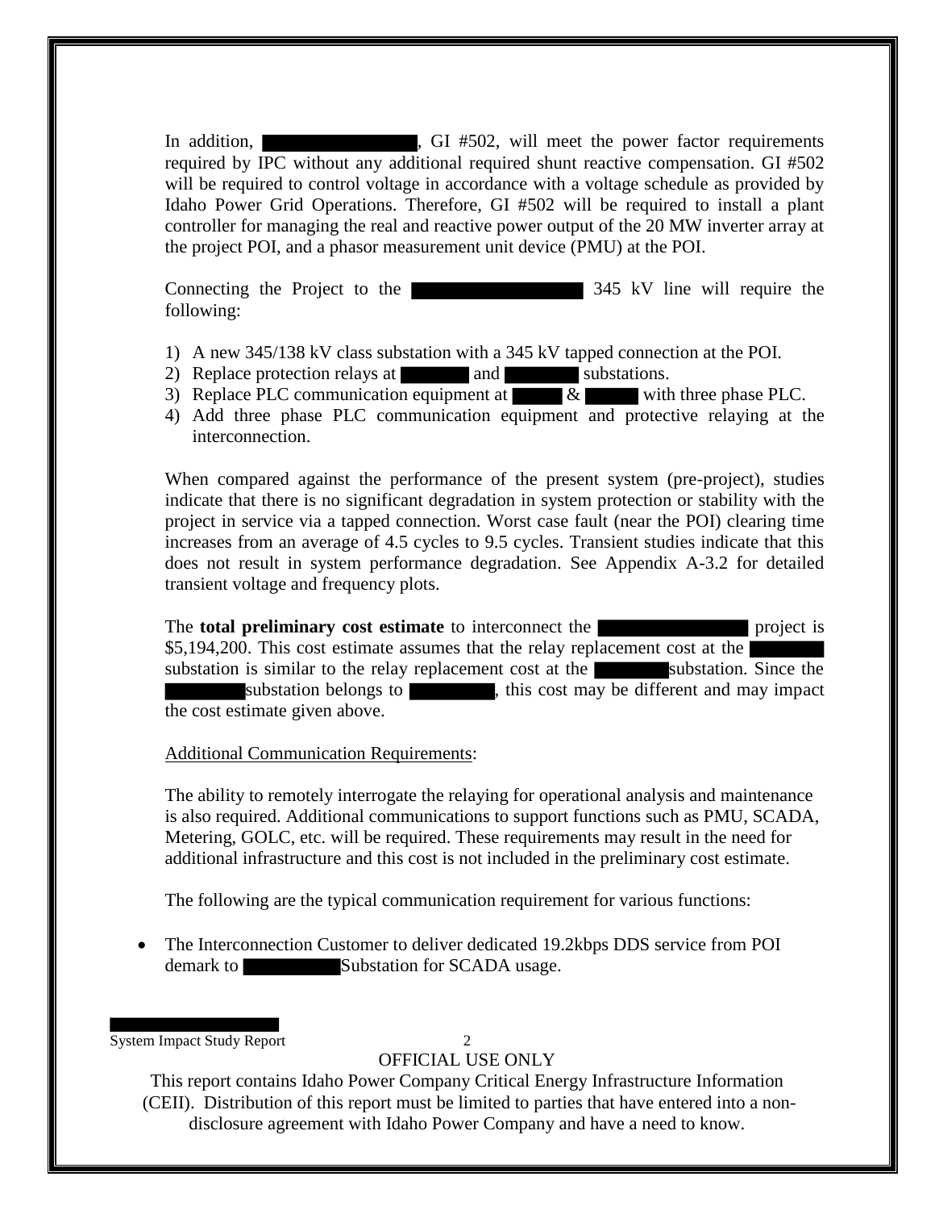In addition, [REDACTED], GI #502, will meet the power factor requirements required by IPC without any additional required shunt reactive compensation. GI #502 will be required to control voltage in accordance with a voltage schedule as provided by Idaho Power Grid Operations. Therefore, GI #502 will be required to install a plant controller for managing the real and reactive power output of the 20 MW inverter array at the project POI, and a phasor measurement unit device (PMU) at the POI.

Connecting the Project to the [REDACTED] 345 kV line will require the following:

1) A new 345/138 kV class substation with a 345 kV tapped connection at the POI.
2) Replace protection relays at [REDACTED] and [REDACTED] substations.
3) Replace PLC communication equipment at [REDACTED] & [REDACTED] with three phase PLC.
4) Add three phase PLC communication equipment and protective relaying at the interconnection.

When compared against the performance of the present system (pre-project), studies indicate that there is no significant degradation in system protection or stability with the project in service via a tapped connection. Worst case fault (near the POI) clearing time increases from an average of 4.5 cycles to 9.5 cycles. Transient studies indicate that this does not result in system performance degradation. See Appendix A-3.2 for detailed transient voltage and frequency plots.

The **total preliminary cost estimate** to interconnect the [REDACTED] project is $5,194,200. This cost estimate assumes that the relay replacement cost at the [REDACTED] substation is similar to the relay replacement cost at the [REDACTED] substation. Since the [REDACTED] substation belongs to [REDACTED], this cost may be different and may impact the cost estimate given above.

Additional Communication Requirements:

The ability to remotely interrogate the relaying for operational analysis and maintenance is also required. Additional communications to support functions such as PMU, SCADA, Metering, GOLC, etc. will be required. These requirements may result in the need for additional infrastructure and this cost is not included in the preliminary cost estimate.

The following are the typical communication requirement for various functions:

- The Interconnection Customer to deliver dedicated 19.2kbps DDS service from POI demark to [REDACTED] Substation for SCADA usage.

OFFICIAL USE ONLY

This report contains Idaho Power Company Critical Energy Infrastructure Information (CEII). Distribution of this report must be limited to parties that have entered into a non-disclosure agreement with Idaho Power Company and have a need to know.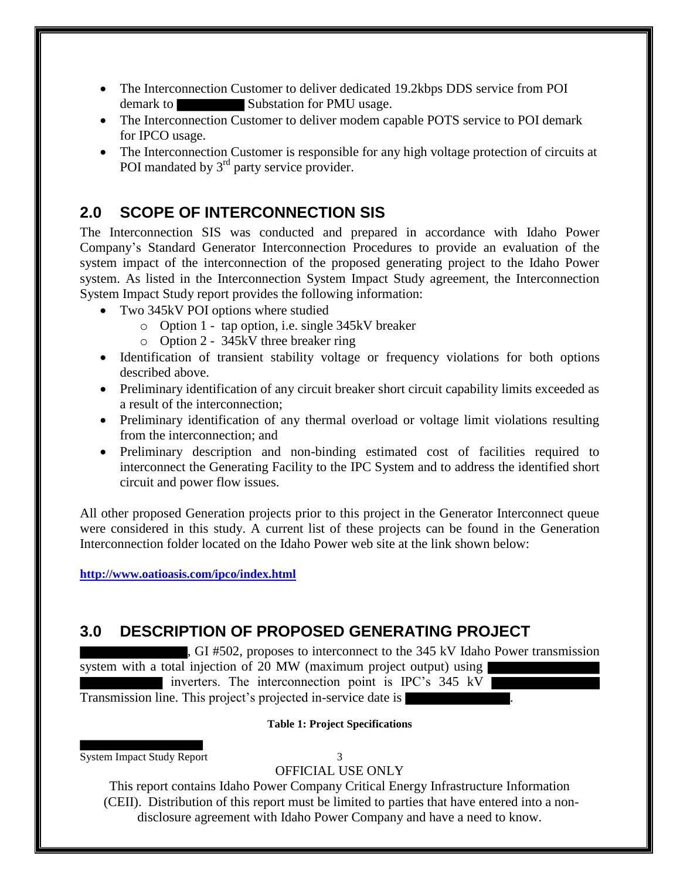- The Interconnection Customer to deliver dedicated 19.2kbps DDS service from POI demark to ██████ Substation for PMU usage.
- The Interconnection Customer to deliver modem capable POTS service to POI demark for IPCO usage.
- The Interconnection Customer is responsible for any high voltage protection of circuits at POI mandated by 3rd party service provider.

## 2.0 SCOPE OF INTERCONNECTION SIS

The Interconnection SIS was conducted and prepared in accordance with Idaho Power Company's Standard Generator Interconnection Procedures to provide an evaluation of the system impact of the interconnection of the proposed generating project to the Idaho Power system. As listed in the Interconnection System Impact Study agreement, the Interconnection System Impact Study report provides the following information:

- Two 345kV POI options where studied
    - Option 1 - tap option, i.e. single 345kV breaker
    - Option 2 - 345kV three breaker ring
- Identification of transient stability voltage or frequency violations for both options described above.
- Preliminary identification of any circuit breaker short circuit capability limits exceeded as a result of the interconnection;
- Preliminary identification of any thermal overload or voltage limit violations resulting from the interconnection; and
- Preliminary description and non-binding estimated cost of facilities required to interconnect the Generating Facility to the IPC System and to address the identified short circuit and power flow issues.

All other proposed Generation projects prior to this project in the Generator Interconnect queue were considered in this study. A current list of these projects can be found in the Generation Interconnection folder located on the Idaho Power web site at the link shown below:

**http://www.oatioasis.com/ipco/index.html**

## 3.0 DESCRIPTION OF PROPOSED GENERATING PROJECT

██████████, GI #502, proposes to interconnect to the 345 kV Idaho Power transmission system with a total injection of 20 MW (maximum project output) using ██████████ ██████████ inverters. The interconnection point is IPC's 345 kV ██████████ Transmission line. This project's projected in-service date is ██████████.

**Table 1: Project Specifications**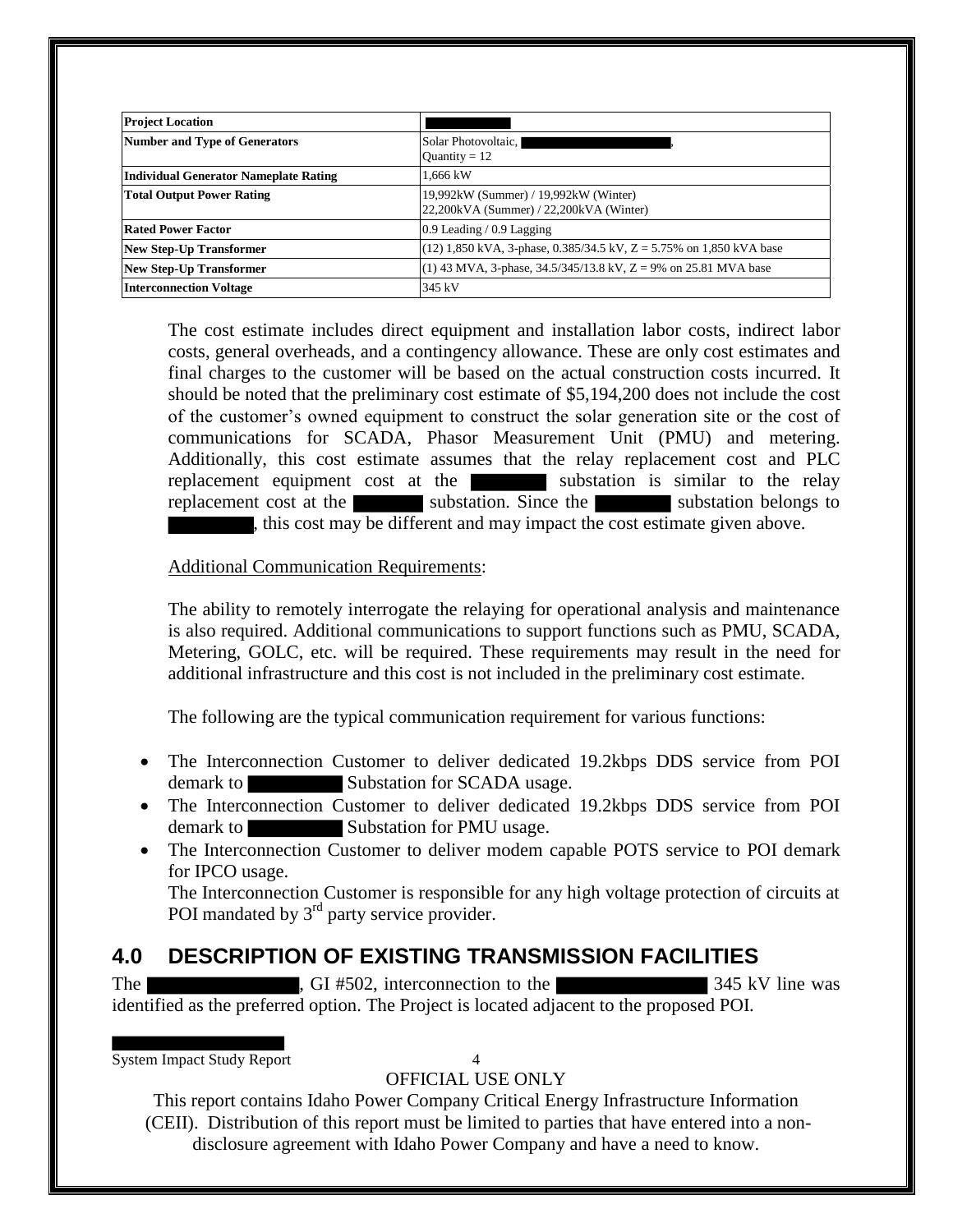| Project Location | |
|---|---|
| Number and Type of Generators | Solar Photovoltaic, , Quantity = 12 |
| Individual Generator Nameplate Rating | 1,666 kW |
| Total Output Power Rating | 19,992kW (Summer) / 19,992kW (Winter) 22,200kVA (Summer) / 22,200kVA (Winter) |
| Rated Power Factor | 0.9 Leading / 0.9 Lagging |
| New Step-Up Transformer | (12) 1,850 kVA, 3-phase, 0.385/34.5 kV, Z = 5.75% on 1,850 kVA base |
| New Step-Up Transformer | (1) 43 MVA, 3-phase, 34.5/345/13.8 kV, Z = 9% on 25.81 MVA base |
| Interconnection Voltage | 345 kV |

The cost estimate includes direct equipment and installation labor costs, indirect labor costs, general overheads, and a contingency allowance. These are only cost estimates and final charges to the customer will be based on the actual construction costs incurred. It should be noted that the preliminary cost estimate of $5,194,200 does not include the cost of the customer's owned equipment to construct the solar generation site or the cost of communications for SCADA, Phasor Measurement Unit (PMU) and metering. Additionally, this cost estimate assumes that the relay replacement cost and PLC replacement equipment cost at the substation is similar to the relay replacement cost at the substation. Since the substation belongs to , this cost may be different and may impact the cost estimate given above.

Additional Communication Requirements:

The ability to remotely interrogate the relaying for operational analysis and maintenance is also required. Additional communications to support functions such as PMU, SCADA, Metering, GOLC, etc. will be required. These requirements may result in the need for additional infrastructure and this cost is not included in the preliminary cost estimate.

The following are the typical communication requirement for various functions:

- The Interconnection Customer to deliver dedicated 19.2kbps DDS service from POI demark to Substation for SCADA usage.
- The Interconnection Customer to deliver dedicated 19.2kbps DDS service from POI demark to Substation for PMU usage.
- The Interconnection Customer to deliver modem capable POTS service to POI demark for IPCO usage.

  The Interconnection Customer is responsible for any high voltage protection of circuits at POI mandated by 3rd party service provider.

## 4.0 DESCRIPTION OF EXISTING TRANSMISSION FACILITIES

The , GI #502, interconnection to the 345 kV line was identified as the preferred option. The Project is located adjacent to the proposed POI.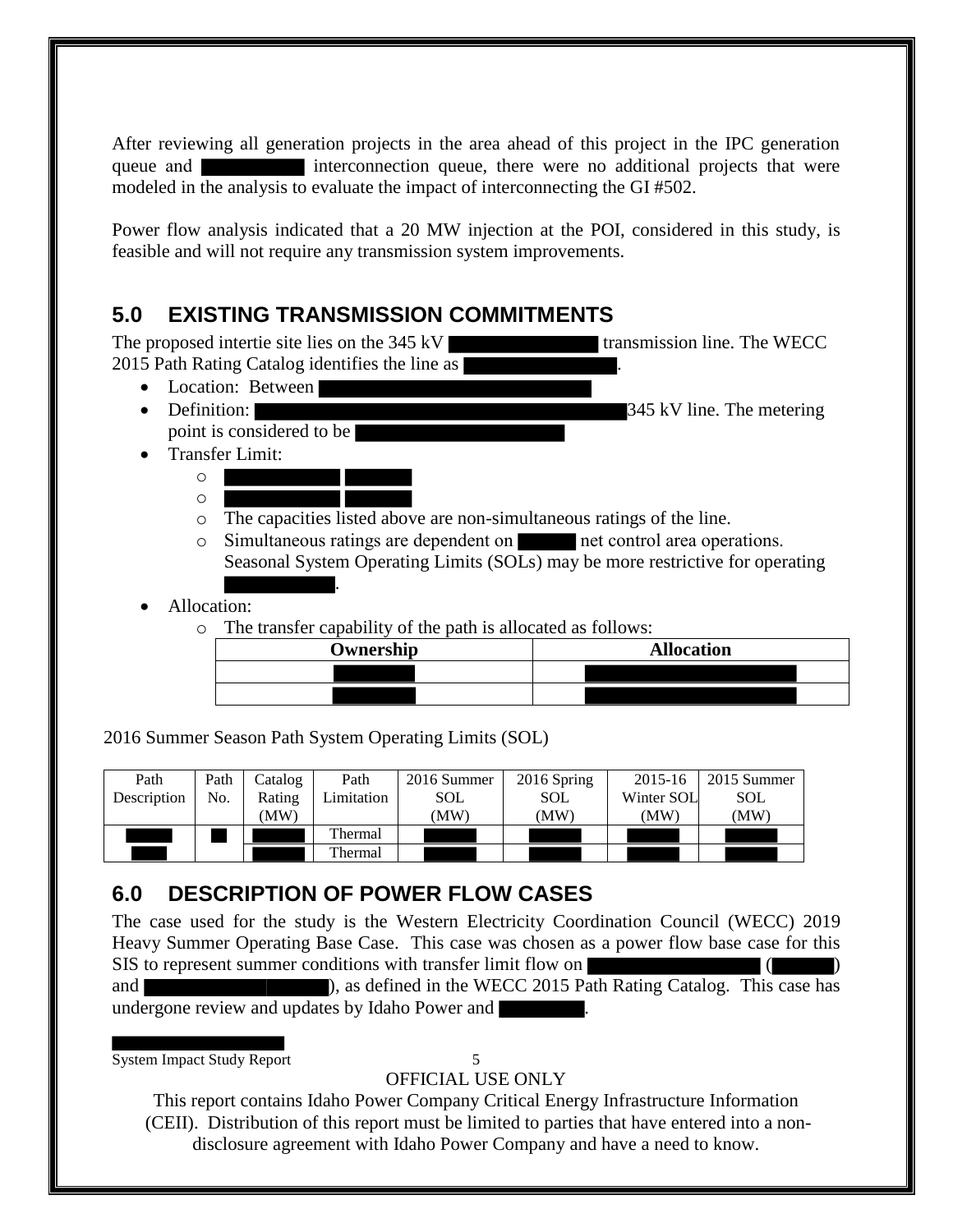After reviewing all generation projects in the area ahead of this project in the IPC generation queue and ██████████ interconnection queue, there were no additional projects that were modeled in the analysis to evaluate the impact of interconnecting the GI #502.

Power flow analysis indicated that a 20 MW injection at the POI, considered in this study, is feasible and will not require any transmission system improvements.

## 5.0 EXISTING TRANSMISSION COMMITMENTS

The proposed intertie site lies on the 345 kV ██████████ transmission line. The WECC 2015 Path Rating Catalog identifies the line as ██████████.

- Location: Between ██████████
- Definition: ██████████ 345 kV line. The metering point is considered to be ██████████
- Transfer Limit:
  - ██████████ ██████
  - ██████████ ██████
  - The capacities listed above are non-simultaneous ratings of the line.
  - Simultaneous ratings are dependent on ██████ net control area operations. Seasonal System Operating Limits (SOLs) may be more restrictive for operating ██████████.
- Allocation:
  - The transfer capability of the path is allocated as follows:

| Ownership | Allocation |
|---|---|
| ██████ | ██████████ |
| ██████ | ██████████ |

2016 Summer Season Path System Operating Limits (SOL)

| Path Description | Path No. | Catalog Rating (MW) | Path Limitation | 2016 Summer SOL (MW) | 2016 Spring SOL (MW) | 2015-16 Winter SOL (MW) | 2015 Summer SOL (MW) |
|---|---|---|---|---|---|---|---|
| ████ | ██ | ████ | Thermal | ████ | ████ | ████ | ████ |
| ████ | | ████ | Thermal | ████ | ████ | ████ | ████ |

## 6.0 DESCRIPTION OF POWER FLOW CASES

The case used for the study is the Western Electricity Coordination Council (WECC) 2019 Heavy Summer Operating Base Case. This case was chosen as a power flow base case for this SIS to represent summer conditions with transfer limit flow on ██████████ (██████) and ██████████), as defined in the WECC 2015 Path Rating Catalog. This case has undergone review and updates by Idaho Power and ██████.

OFFICIAL USE ONLY

This report contains Idaho Power Company Critical Energy Infrastructure Information (CEII). Distribution of this report must be limited to parties that have entered into a non-disclosure agreement with Idaho Power Company and have a need to know.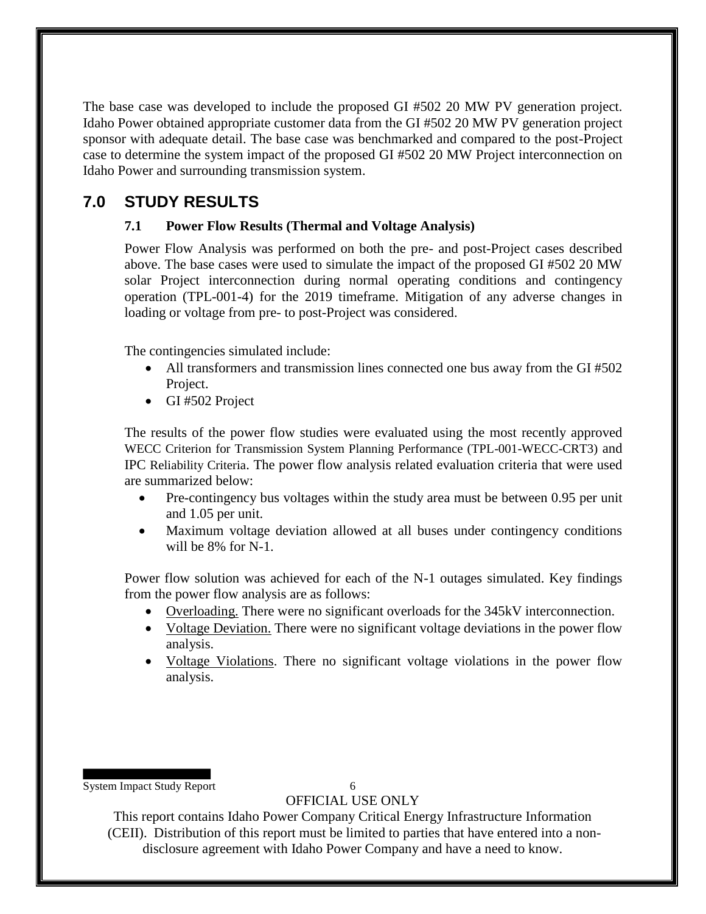The base case was developed to include the proposed GI #502 20 MW PV generation project. Idaho Power obtained appropriate customer data from the GI #502 20 MW PV generation project sponsor with adequate detail. The base case was benchmarked and compared to the post-Project case to determine the system impact of the proposed GI #502 20 MW Project interconnection on Idaho Power and surrounding transmission system.

# 7.0 STUDY RESULTS

## 7.1 Power Flow Results (Thermal and Voltage Analysis)

Power Flow Analysis was performed on both the pre- and post-Project cases described above. The base cases were used to simulate the impact of the proposed GI #502 20 MW solar Project interconnection during normal operating conditions and contingency operation (TPL-001-4) for the 2019 timeframe. Mitigation of any adverse changes in loading or voltage from pre- to post-Project was considered.

The contingencies simulated include:

- All transformers and transmission lines connected one bus away from the GI #502 Project.
- GI #502 Project

The results of the power flow studies were evaluated using the most recently approved WECC Criterion for Transmission System Planning Performance (TPL-001-WECC-CRT3) and IPC Reliability Criteria. The power flow analysis related evaluation criteria that were used are summarized below:

- Pre-contingency bus voltages within the study area must be between 0.95 per unit and 1.05 per unit.
- Maximum voltage deviation allowed at all buses under contingency conditions will be 8% for N-1.

Power flow solution was achieved for each of the N-1 outages simulated. Key findings from the power flow analysis are as follows:

- Overloading. There were no significant overloads for the 345kV interconnection.
- Voltage Deviation. There were no significant voltage deviations in the power flow analysis.
- Voltage Violations. There no significant voltage violations in the power flow analysis.

OFFICIAL USE ONLY

This report contains Idaho Power Company Critical Energy Infrastructure Information (CEII). Distribution of this report must be limited to parties that have entered into a non-disclosure agreement with Idaho Power Company and have a need to know.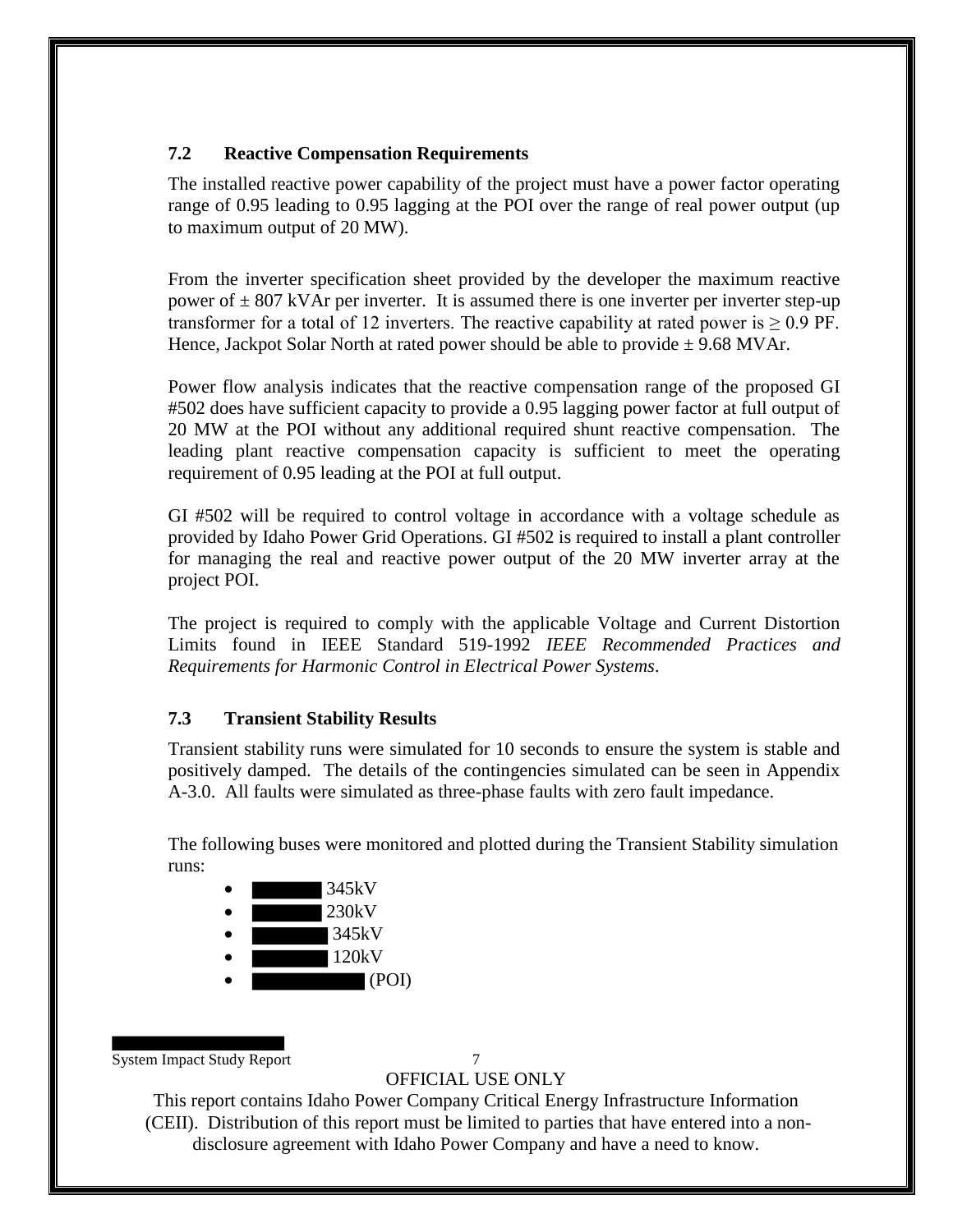### 7.2 Reactive Compensation Requirements

The installed reactive power capability of the project must have a power factor operating range of 0.95 leading to 0.95 lagging at the POI over the range of real power output (up to maximum output of 20 MW).

From the inverter specification sheet provided by the developer the maximum reactive power of ± 807 kVAr per inverter. It is assumed there is one inverter per inverter step-up transformer for a total of 12 inverters. The reactive capability at rated power is ≥ 0.9 PF. Hence, Jackpot Solar North at rated power should be able to provide ± 9.68 MVAr.

Power flow analysis indicates that the reactive compensation range of the proposed GI #502 does have sufficient capacity to provide a 0.95 lagging power factor at full output of 20 MW at the POI without any additional required shunt reactive compensation. The leading plant reactive compensation capacity is sufficient to meet the operating requirement of 0.95 leading at the POI at full output.

GI #502 will be required to control voltage in accordance with a voltage schedule as provided by Idaho Power Grid Operations. GI #502 is required to install a plant controller for managing the real and reactive power output of the 20 MW inverter array at the project POI.

The project is required to comply with the applicable Voltage and Current Distortion Limits found in IEEE Standard 519-1992 *IEEE Recommended Practices and Requirements for Harmonic Control in Electrical Power Systems*.

### 7.3 Transient Stability Results

Transient stability runs were simulated for 10 seconds to ensure the system is stable and positively damped. The details of the contingencies simulated can be seen in Appendix A-3.0. All faults were simulated as three-phase faults with zero fault impedance.

The following buses were monitored and plotted during the Transient Stability simulation runs:

- ████ 345kV
- ████ 230kV
- ████ 345kV
- ████ 120kV
- ██████ (POI)

OFFICIAL USE ONLY

This report contains Idaho Power Company Critical Energy Infrastructure Information (CEII). Distribution of this report must be limited to parties that have entered into a non-disclosure agreement with Idaho Power Company and have a need to know.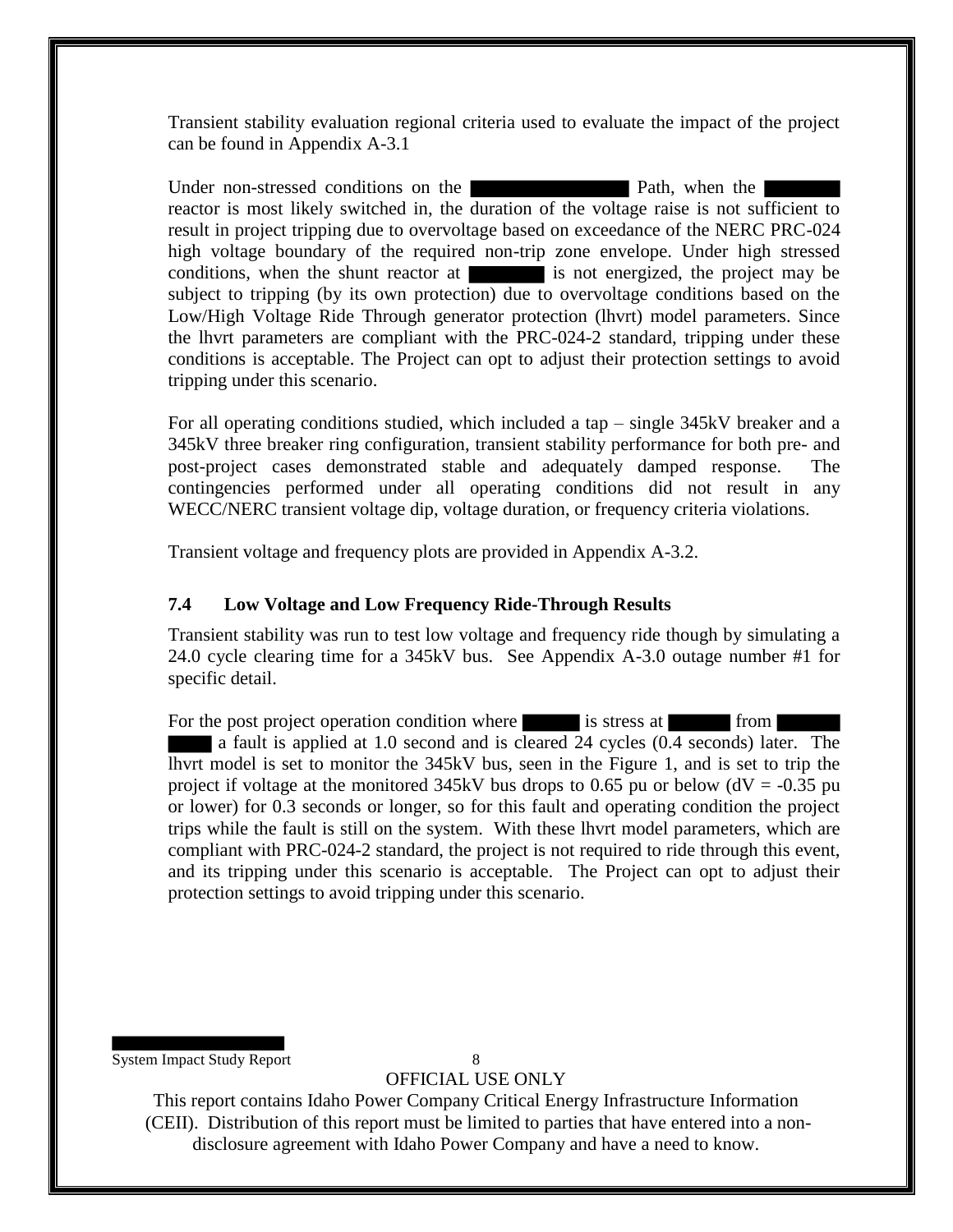Transient stability evaluation regional criteria used to evaluate the impact of the project can be found in Appendix A-3.1

Under non-stressed conditions on the ████████ Path, when the ████ reactor is most likely switched in, the duration of the voltage raise is not sufficient to result in project tripping due to overvoltage based on exceedance of the NERC PRC-024 high voltage boundary of the required non-trip zone envelope. Under high stressed conditions, when the shunt reactor at ████ is not energized, the project may be subject to tripping (by its own protection) due to overvoltage conditions based on the Low/High Voltage Ride Through generator protection (lhvrt) model parameters. Since the lhvrt parameters are compliant with the PRC-024-2 standard, tripping under these conditions is acceptable. The Project can opt to adjust their protection settings to avoid tripping under this scenario.

For all operating conditions studied, which included a tap – single 345kV breaker and a 345kV three breaker ring configuration, transient stability performance for both pre- and post-project cases demonstrated stable and adequately damped response. The contingencies performed under all operating conditions did not result in any WECC/NERC transient voltage dip, voltage duration, or frequency criteria violations.

Transient voltage and frequency plots are provided in Appendix A-3.2.

### 7.4 Low Voltage and Low Frequency Ride-Through Results

Transient stability was run to test low voltage and frequency ride though by simulating a 24.0 cycle clearing time for a 345kV bus. See Appendix A-3.0 outage number #1 for specific detail.

For the post project operation condition where ███ is stress at ███ from ███ ███ a fault is applied at 1.0 second and is cleared 24 cycles (0.4 seconds) later. The lhvrt model is set to monitor the 345kV bus, seen in the Figure 1, and is set to trip the project if voltage at the monitored 345kV bus drops to 0.65 pu or below (dV = -0.35 pu or lower) for 0.3 seconds or longer, so for this fault and operating condition the project trips while the fault is still on the system. With these lhvrt model parameters, which are compliant with PRC-024-2 standard, the project is not required to ride through this event, and its tripping under this scenario is acceptable. The Project can opt to adjust their protection settings to avoid tripping under this scenario.

OFFICIAL USE ONLY

This report contains Idaho Power Company Critical Energy Infrastructure Information (CEII). Distribution of this report must be limited to parties that have entered into a non-disclosure agreement with Idaho Power Company and have a need to know.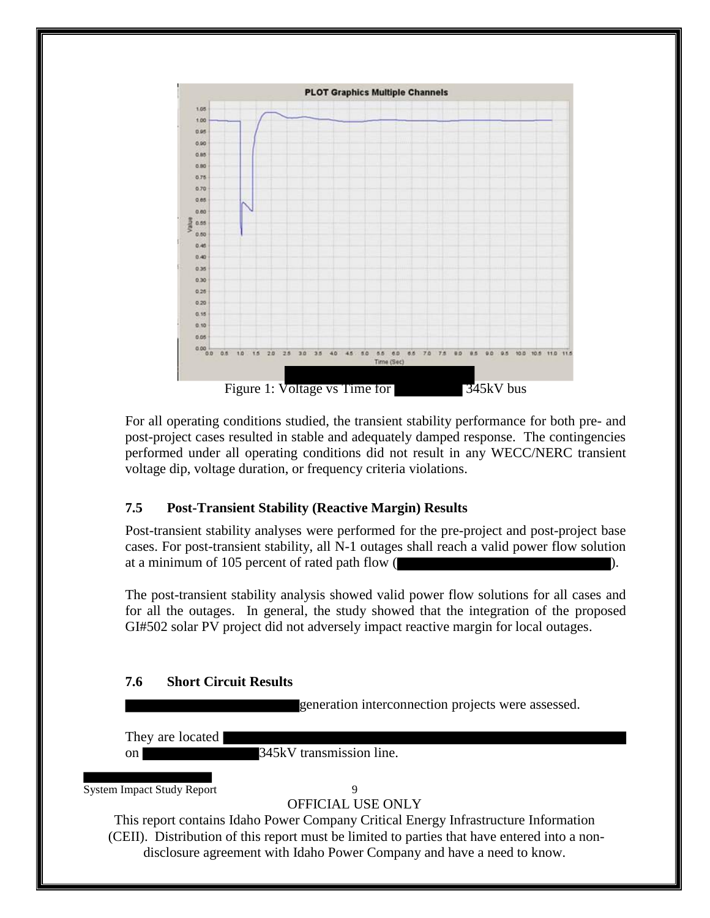Figure 1: Voltage vs Time for 345kV bus

For all operating conditions studied, the transient stability performance for both pre- and post-project cases resulted in stable and adequately damped response. The contingencies performed under all operating conditions did not result in any WECC/NERC transient voltage dip, voltage duration, or frequency criteria violations.

### 7.5 Post-Transient Stability (Reactive Margin) Results

Post-transient stability analyses were performed for the pre-project and post-project base cases. For post-transient stability, all N-1 outages shall reach a valid power flow solution at a minimum of 105 percent of rated path flow ( ).

The post-transient stability analysis showed valid power flow solutions for all cases and for all the outages. In general, the study showed that the integration of the proposed GI#502 solar PV project did not adversely impact reactive margin for local outages.

### 7.6 Short Circuit Results

generation interconnection projects were assessed.

They are located on 345kV transmission line.

OFFICIAL USE ONLY

This report contains Idaho Power Company Critical Energy Infrastructure Information (CEII). Distribution of this report must be limited to parties that have entered into a non-disclosure agreement with Idaho Power Company and have a need to know.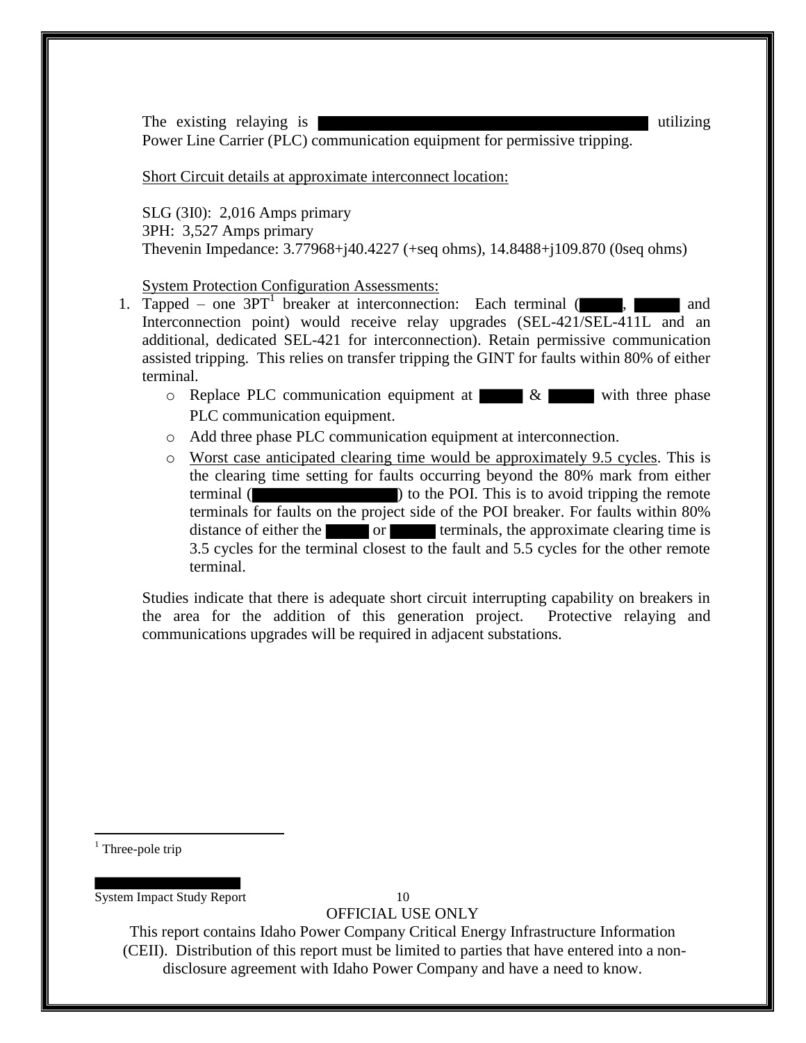The existing relaying is ██████████████████████████ utilizing Power Line Carrier (PLC) communication equipment for permissive tripping.

Short Circuit details at approximate interconnect location:

SLG (3I0): 2,016 Amps primary
3PH: 3,527 Amps primary
Thevenin Impedance: 3.77968+j40.4227 (+seq ohms), 14.8488+j109.870 (0seq ohms)

System Protection Configuration Assessments:

1. Tapped – one 3PT[1] breaker at interconnection: Each terminal (█████, █████ and Interconnection point) would receive relay upgrades (SEL-421/SEL-411L and an additional, dedicated SEL-421 for interconnection). Retain permissive communication assisted tripping. This relies on transfer tripping the GINT for faults within 80% of either terminal.
   - Replace PLC communication equipment at █████ & █████ with three phase PLC communication equipment.
   - Add three phase PLC communication equipment at interconnection.
   - Worst case anticipated clearing time would be approximately 9.5 cycles. This is the clearing time setting for faults occurring beyond the 80% mark from either terminal (███████████) to the POI. This is to avoid tripping the remote terminals for faults on the project side of the POI breaker. For faults within 80% distance of either the █████ or █████ terminals, the approximate clearing time is 3.5 cycles for the terminal closest to the fault and 5.5 cycles for the other remote terminal.

Studies indicate that there is adequate short circuit interrupting capability on breakers in the area for the addition of this generation project. Protective relaying and communications upgrades will be required in adjacent substations.

[1] Three-pole trip

OFFICIAL USE ONLY
This report contains Idaho Power Company Critical Energy Infrastructure Information (CEII). Distribution of this report must be limited to parties that have entered into a non-disclosure agreement with Idaho Power Company and have a need to know.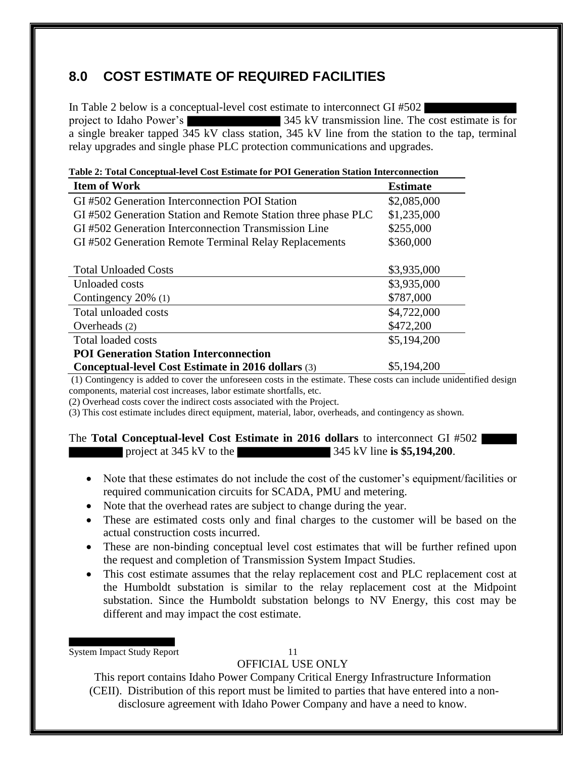## 8.0 COST ESTIMATE OF REQUIRED FACILITIES

In Table 2 below is a conceptual-level cost estimate to interconnect GI #502 project to Idaho Power's 345 kV transmission line. The cost estimate is for a single breaker tapped 345 kV class station, 345 kV line from the station to the tap, terminal relay upgrades and single phase PLC protection communications and upgrades.

**Table 2: Total Conceptual-level Cost Estimate for POI Generation Station Interconnection**

| Item of Work | Estimate |
|---|---|
| GI #502 Generation Interconnection POI Station | $2,085,000 |
| GI #502 Generation Station and Remote Station three phase PLC | $1,235,000 |
| GI #502 Generation Interconnection Transmission Line | $255,000 |
| GI #502 Generation Remote Terminal Relay Replacements | $360,000 |
| Total Unloaded Costs | $3,935,000 |
| Unloaded costs | $3,935,000 |
| Contingency 20% (1) | $787,000 |
| Total unloaded costs | $4,722,000 |
| Overheads (2) | $472,200 |
| Total loaded costs | $5,194,200 |
| **POI Generation Station Interconnection Conceptual-level Cost Estimate in 2016 dollars** (3) | $5,194,200 |

(1) Contingency is added to cover the unforeseen costs in the estimate. These costs can include unidentified design components, material cost increases, labor estimate shortfalls, etc.

(2) Overhead costs cover the indirect costs associated with the Project.

(3) This cost estimate includes direct equipment, material, labor, overheads, and contingency as shown.

The **Total Conceptual-level Cost Estimate in 2016 dollars** to interconnect GI #502 project at 345 kV to the 345 kV line **is $5,194,200**.

- Note that these estimates do not include the cost of the customer's equipment/facilities or required communication circuits for SCADA, PMU and metering.
- Note that the overhead rates are subject to change during the year.
- These are estimated costs only and final charges to the customer will be based on the actual construction costs incurred.
- These are non-binding conceptual level cost estimates that will be further refined upon the request and completion of Transmission System Impact Studies.
- This cost estimate assumes that the relay replacement cost and PLC replacement cost at the Humboldt substation is similar to the relay replacement cost at the Midpoint substation. Since the Humboldt substation belongs to NV Energy, this cost may be different and may impact the cost estimate.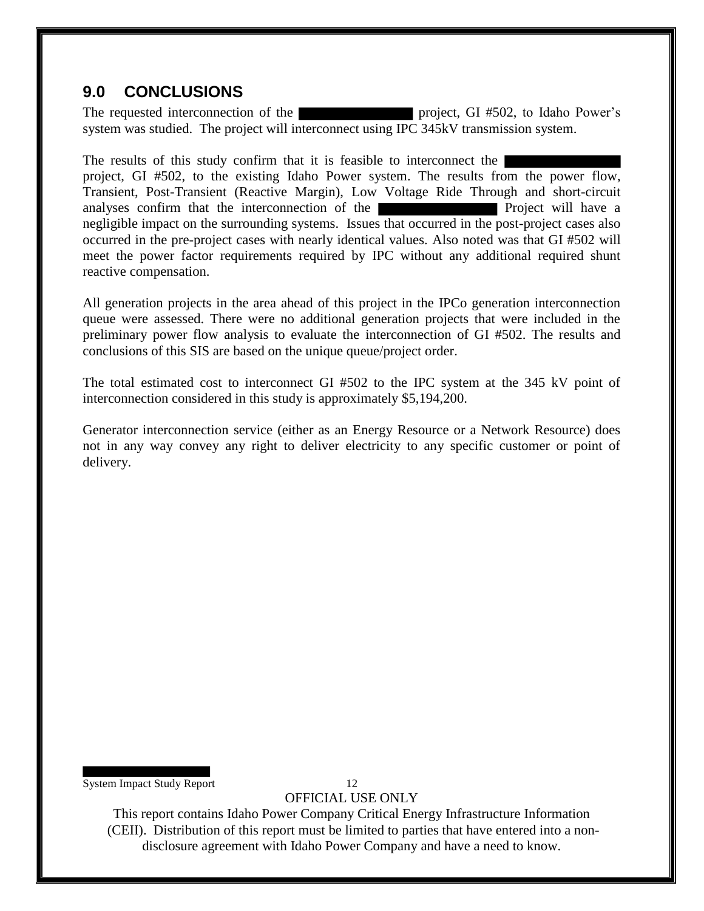## 9.0 CONCLUSIONS

The requested interconnection of the ████████ project, GI #502, to Idaho Power's system was studied. The project will interconnect using IPC 345kV transmission system.

The results of this study confirm that it is feasible to interconnect the ████████ project, GI #502, to the existing Idaho Power system. The results from the power flow, Transient, Post-Transient (Reactive Margin), Low Voltage Ride Through and short-circuit analyses confirm that the interconnection of the ████████ Project will have a negligible impact on the surrounding systems. Issues that occurred in the post-project cases also occurred in the pre-project cases with nearly identical values. Also noted was that GI #502 will meet the power factor requirements required by IPC without any additional required shunt reactive compensation.

All generation projects in the area ahead of this project in the IPCo generation interconnection queue were assessed. There were no additional generation projects that were included in the preliminary power flow analysis to evaluate the interconnection of GI #502. The results and conclusions of this SIS are based on the unique queue/project order.

The total estimated cost to interconnect GI #502 to the IPC system at the 345 kV point of interconnection considered in this study is approximately $5,194,200.

Generator interconnection service (either as an Energy Resource or a Network Resource) does not in any way convey any right to deliver electricity to any specific customer or point of delivery.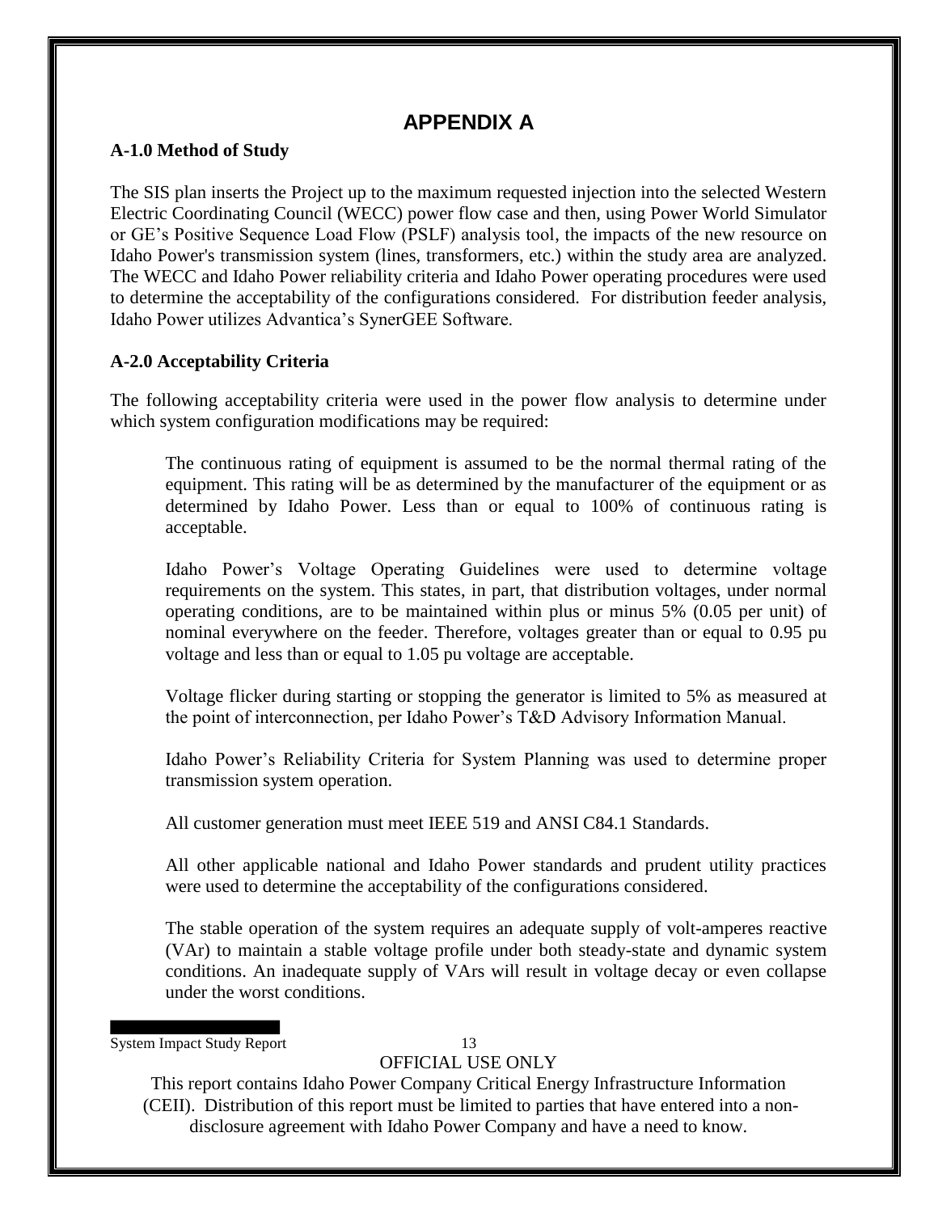# APPENDIX A

**A-1.0 Method of Study**

The SIS plan inserts the Project up to the maximum requested injection into the selected Western Electric Coordinating Council (WECC) power flow case and then, using Power World Simulator or GE's Positive Sequence Load Flow (PSLF) analysis tool, the impacts of the new resource on Idaho Power's transmission system (lines, transformers, etc.) within the study area are analyzed. The WECC and Idaho Power reliability criteria and Idaho Power operating procedures were used to determine the acceptability of the configurations considered. For distribution feeder analysis, Idaho Power utilizes Advantica's SynerGEE Software.

**A-2.0 Acceptability Criteria**

The following acceptability criteria were used in the power flow analysis to determine under which system configuration modifications may be required:

The continuous rating of equipment is assumed to be the normal thermal rating of the equipment. This rating will be as determined by the manufacturer of the equipment or as determined by Idaho Power. Less than or equal to 100% of continuous rating is acceptable.

Idaho Power's Voltage Operating Guidelines were used to determine voltage requirements on the system. This states, in part, that distribution voltages, under normal operating conditions, are to be maintained within plus or minus 5% (0.05 per unit) of nominal everywhere on the feeder. Therefore, voltages greater than or equal to 0.95 pu voltage and less than or equal to 1.05 pu voltage are acceptable.

Voltage flicker during starting or stopping the generator is limited to 5% as measured at the point of interconnection, per Idaho Power's T&D Advisory Information Manual.

Idaho Power's Reliability Criteria for System Planning was used to determine proper transmission system operation.

All customer generation must meet IEEE 519 and ANSI C84.1 Standards.

All other applicable national and Idaho Power standards and prudent utility practices were used to determine the acceptability of the configurations considered.

The stable operation of the system requires an adequate supply of volt-amperes reactive (VAr) to maintain a stable voltage profile under both steady-state and dynamic system conditions. An inadequate supply of VArs will result in voltage decay or even collapse under the worst conditions.

OFFICIAL USE ONLY

This report contains Idaho Power Company Critical Energy Infrastructure Information (CEII). Distribution of this report must be limited to parties that have entered into a non-disclosure agreement with Idaho Power Company and have a need to know.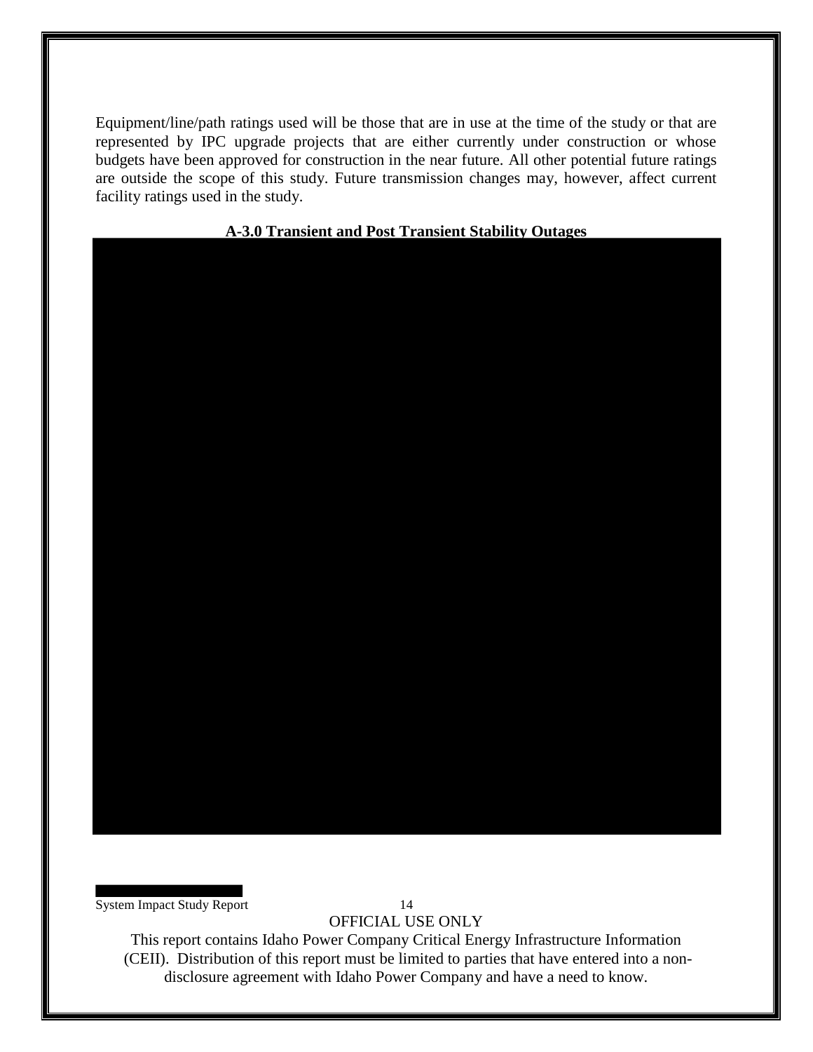Equipment/line/path ratings used will be those that are in use at the time of the study or that are represented by IPC upgrade projects that are either currently under construction or whose budgets have been approved for construction in the near future. All other potential future ratings are outside the scope of this study. Future transmission changes may, however, affect current facility ratings used in the study.

**A-3.0 Transient and Post Transient Stability Outages**

OFFICIAL USE ONLY

This report contains Idaho Power Company Critical Energy Infrastructure Information (CEII). Distribution of this report must be limited to parties that have entered into a non-disclosure agreement with Idaho Power Company and have a need to know.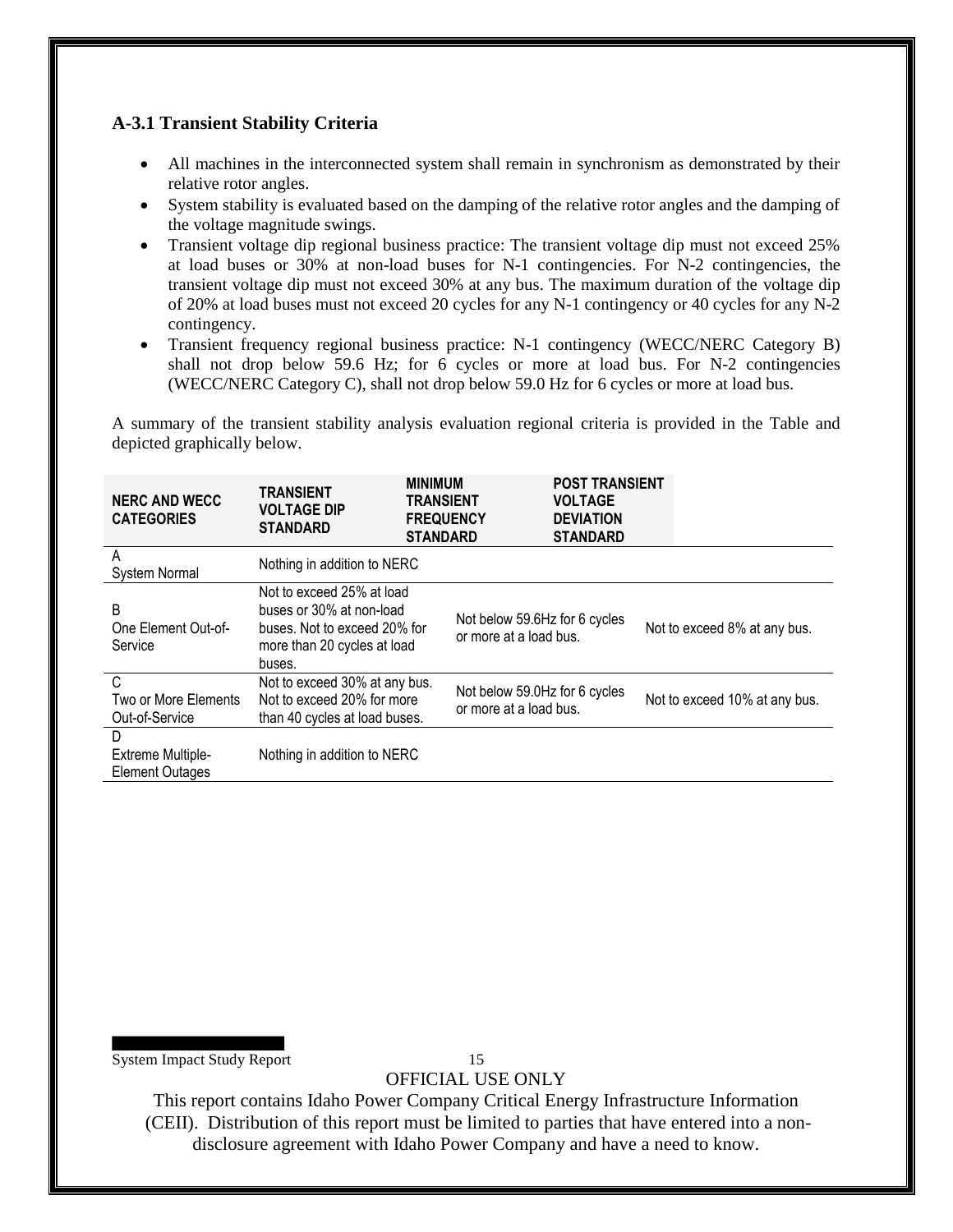### A-3.1 Transient Stability Criteria

- All machines in the interconnected system shall remain in synchronism as demonstrated by their relative rotor angles.
- System stability is evaluated based on the damping of the relative rotor angles and the damping of the voltage magnitude swings.
- Transient voltage dip regional business practice: The transient voltage dip must not exceed 25% at load buses or 30% at non-load buses for N-1 contingencies. For N-2 contingencies, the transient voltage dip must not exceed 30% at any bus. The maximum duration of the voltage dip of 20% at load buses must not exceed 20 cycles for any N-1 contingency or 40 cycles for any N-2 contingency.
- Transient frequency regional business practice: N-1 contingency (WECC/NERC Category B) shall not drop below 59.6 Hz; for 6 cycles or more at load bus. For N-2 contingencies (WECC/NERC Category C), shall not drop below 59.0 Hz for 6 cycles or more at load bus.

A summary of the transient stability analysis evaluation regional criteria is provided in the Table and depicted graphically below.

| NERC AND WECC CATEGORIES | TRANSIENT VOLTAGE DIP STANDARD | MINIMUM TRANSIENT FREQUENCY STANDARD | POST TRANSIENT VOLTAGE DEVIATION STANDARD |
|---|---|---|---|
| A<br>System Normal | Nothing in addition to NERC | | |
| B<br>One Element Out-of-Service | Not to exceed 25% at load buses or 30% at non-load buses. Not to exceed 20% for more than 20 cycles at load buses. | Not below 59.6Hz for 6 cycles or more at a load bus. | Not to exceed 8% at any bus. |
| C<br>Two or More Elements Out-of-Service | Not to exceed 30% at any bus. Not to exceed 20% for more than 40 cycles at load buses. | Not below 59.0Hz for 6 cycles or more at a load bus. | Not to exceed 10% at any bus. |
| D<br>Extreme Multiple-Element Outages | Nothing in addition to NERC | | |

OFFICIAL USE ONLY

This report contains Idaho Power Company Critical Energy Infrastructure Information (CEII). Distribution of this report must be limited to parties that have entered into a non-disclosure agreement with Idaho Power Company and have a need to know.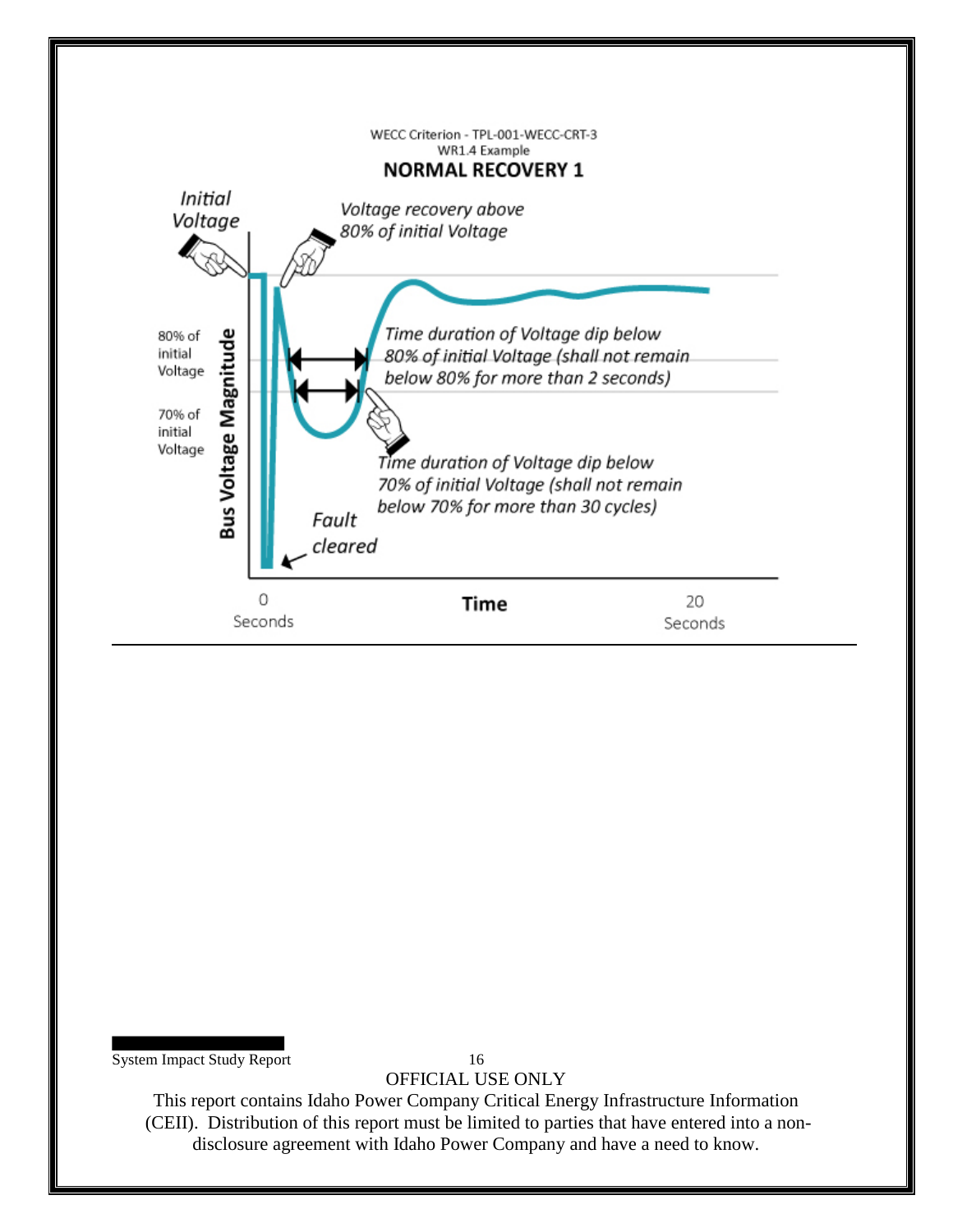WECC Criterion - TPL-001-WECC-CRT-3
WR1.4 Example

**NORMAL RECOVERY 1**

*Initial Voltage*

*Voltage recovery above 80% of initial Voltage*

80% of initial Voltage

70% of initial Voltage

**Bus Voltage Magnitude**

*Time duration of Voltage dip below 80% of initial Voltage (shall not remain below 80% for more than 2 seconds)*

*Time duration of Voltage dip below 70% of initial Voltage (shall not remain below 70% for more than 30 cycles)*

*Fault cleared*

0 Seconds

**Time**

20 Seconds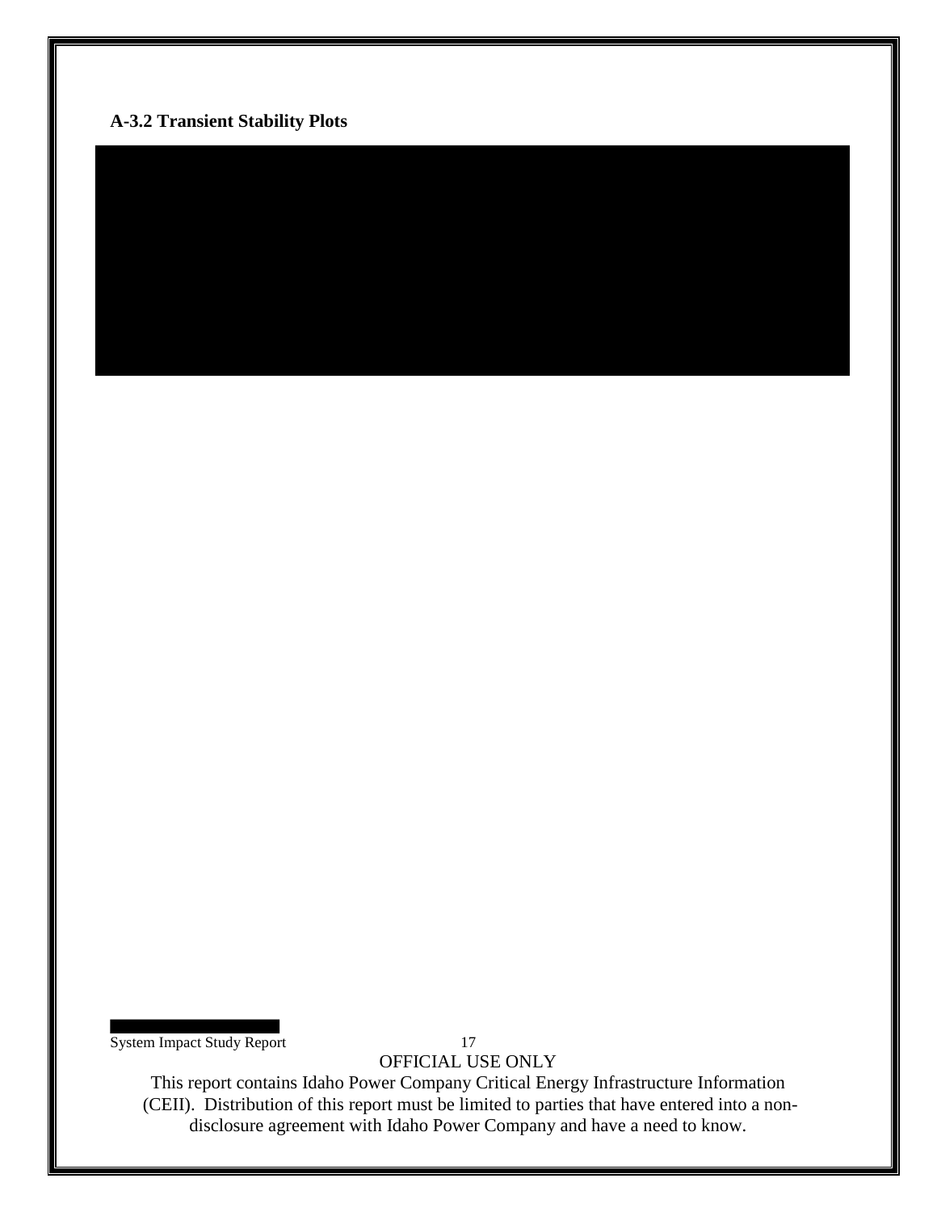**A-3.2 Transient Stability Plots**

OFFICIAL USE ONLY

This report contains Idaho Power Company Critical Energy Infrastructure Information (CEII). Distribution of this report must be limited to parties that have entered into a non-disclosure agreement with Idaho Power Company and have a need to know.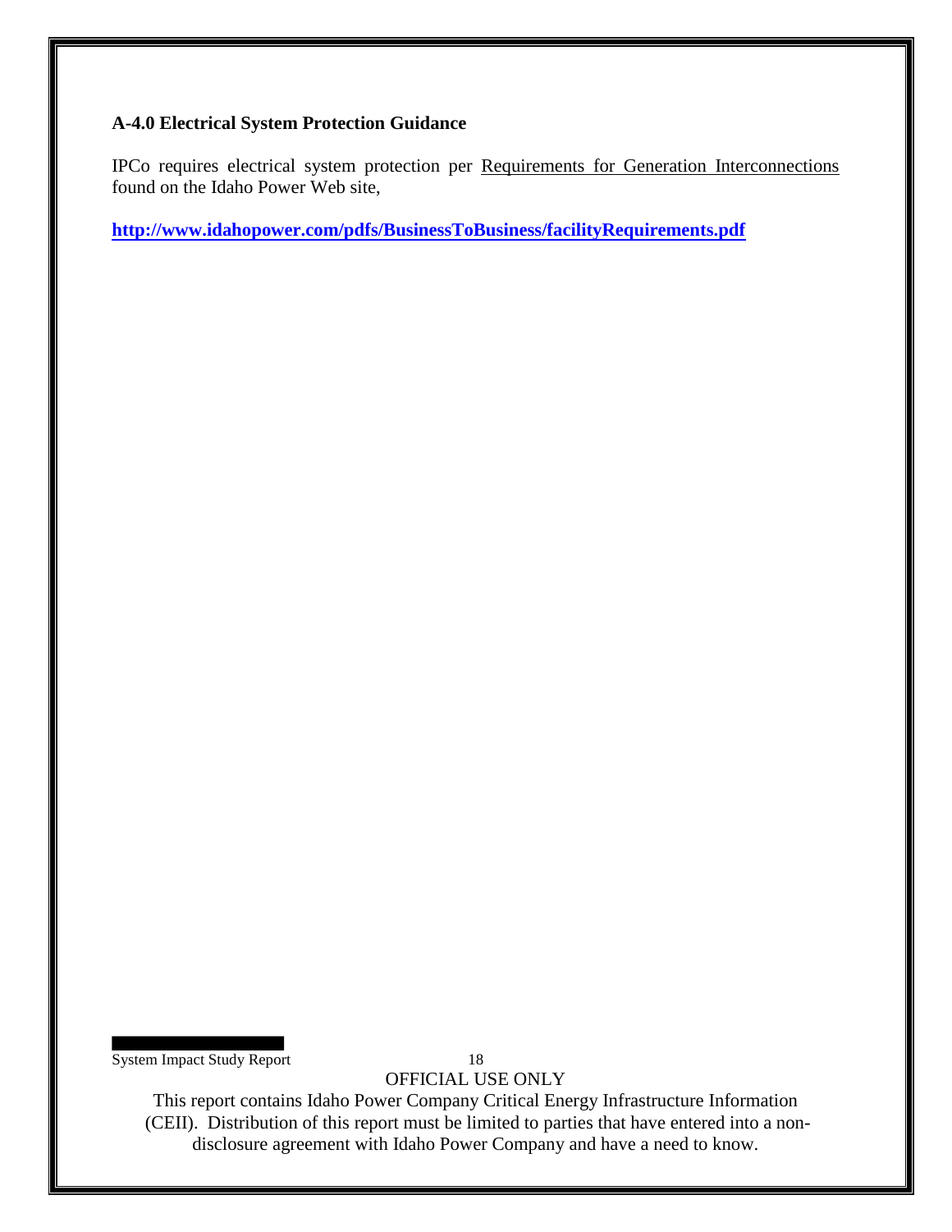### A-4.0 Electrical System Protection Guidance

IPCo requires electrical system protection per Requirements for Generation Interconnections found on the Idaho Power Web site,

**http://www.idahopower.com/pdfs/BusinessToBusiness/facilityRequirements.pdf**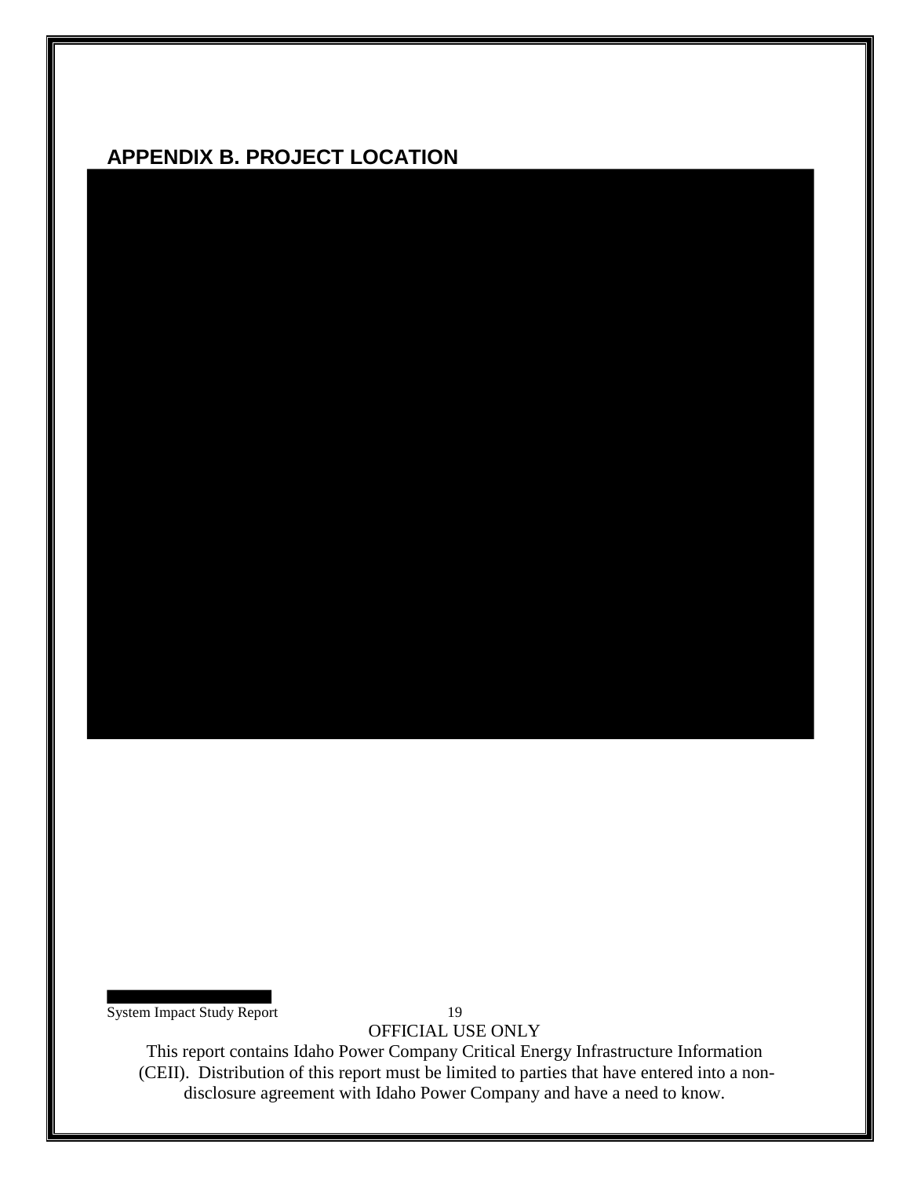## APPENDIX B. PROJECT LOCATION

OFFICIAL USE ONLY

This report contains Idaho Power Company Critical Energy Infrastructure Information (CEII). Distribution of this report must be limited to parties that have entered into a non-disclosure agreement with Idaho Power Company and have a need to know.